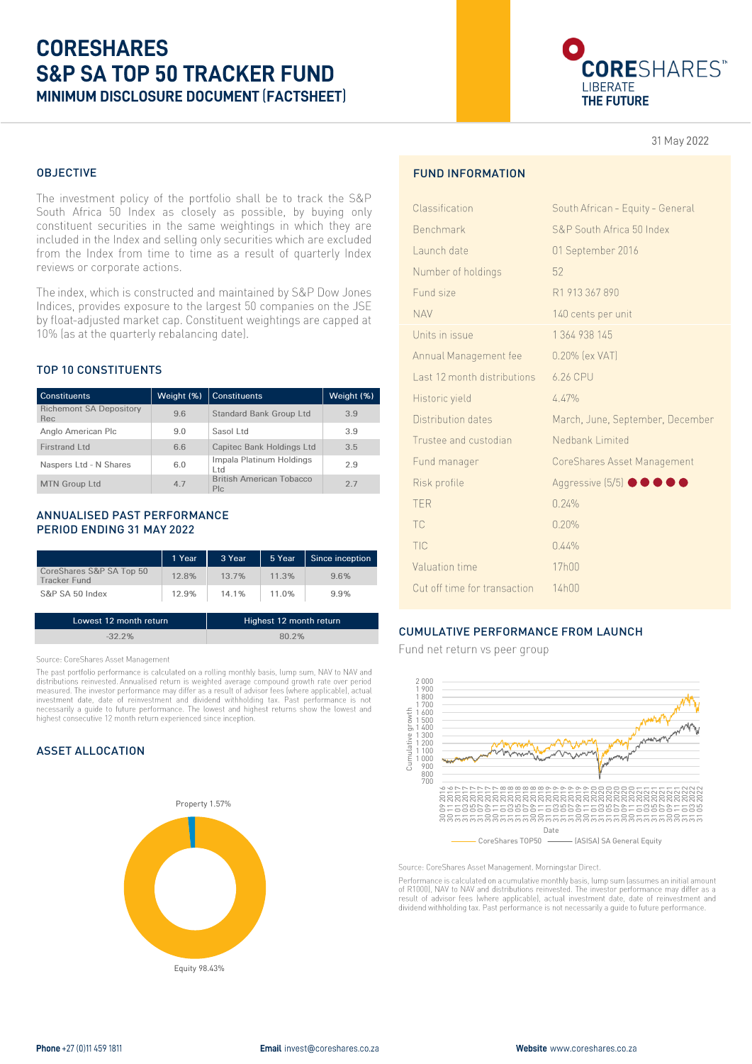# CORESHARES S&P SA TOP 50 TRACKER FUND

## MINIMUM DISCLOSURE DOCUMENT (FACTSHEET)

CORESHARES™ LIBERATE THE FUTURE

31 May 2022

## OBJECTIVE

The investment policy of the portfolio shall be to track the S&P South Africa 50 Index as closely as possible, by buying only constituent securities in the same weightings in which they are included in the Index and selling only securities which are excluded from the Index from time to time as a result of quarterly Index reviews or corporate actions.

The index, which is constructed and maintained by S&P Dow Jones Indices, provides exposure to the largest 50 companies on the JSE by float-adjusted market cap. Constituent weightings are capped at 10% (as at the quarterly rebalancing date).

## TOP 10 CONSTITUENTS

| Constituents | Weight (%) | Constituents | Weight (%) |
|---|---|---|---|
| Richemont SA Depository Rec | 9.6 | Standard Bank Group Ltd | 3.9 |
| Anglo American Plc | 9.0 | Sasol Ltd | 3.9 |
| Firstrand Ltd | 6.6 | Capitec Bank Holdings Ltd | 3.5 |
| Naspers Ltd - N Shares | 6.0 | Impala Platinum Holdings Ltd | 2.9 |
| MTN Group Ltd | 4.7 | British American Tobacco Plc | 2.7 |

## ANNUALISED PAST PERFORMANCE PERIOD ENDING 31 MAY 2022

| | 1 Year | 3 Year | 5 Year | Since inception |
|---|---|---|---|---|
| CoreShares S&P SA Top 50 Tracker Fund | 12.8% | 13.7% | 11.3% | 9.6% |
| S&P SA 50 Index | 12.9% | 14.1% | 11.0% | 9.9% |

| Lowest 12 month return | Highest 12 month return |
|---|---|
| -32.2% | 80.2% |

Source: CoreShares Asset Management

The past portfolio performance is calculated on a rolling monthly basis, lump sum, NAV to NAV and distributions reinvested. Annualised return is weighted average compound growth rate over period measured. The investor performance may differ as a result of advisor fees (where applicable), actual investment date, date of reinvestment and dividend withholding tax. Past performance is not necessarily a guide to future performance. The lowest and highest returns show the lowest and highest consecutive 12 month return experienced since inception.

## ASSET ALLOCATION

Property 1.57%

Equity 98.43%

## FUND INFORMATION

| | |
|---|---|
| Classification | South African - Equity - General |
| Benchmark | S&P South Africa 50 Index |
| Launch date | 01 September 2016 |
| Number of holdings | 52 |
| Fund size | R1 913 367 890 |
| NAV | 140 cents per unit |
| Units in issue | 1 364 938 145 |
| Annual Management fee | 0.20% (ex VAT) |
| Last 12 month distributions | 6.26 CPU |
| Historic yield | 4.47% |
| Distribution dates | March, June, September, December |
| Trustee and custodian | Nedbank Limited |
| Fund manager | CoreShares Asset Management |
| Risk profile | Aggressive (5/5) ●●●●● |
| TER | 0.24% |
| TC | 0.20% |
| TIC | 0.44% |
| Valuation time | 17h00 |
| Cut off time for transaction | 14h00 |

## CUMULATIVE PERFORMANCE FROM LAUNCH

Fund net return vs peer group

CoreShares TOP50 — (ASISA) SA General Equity

Source: CoreShares Asset Management. Morningstar Direct.

Performance is calculated on a cumulative monthly basis, lump sum (assumes an initial amount of R1000), NAV to NAV and distributions reinvested. The investor performance may differ as a result of advisor fees (where applicable), actual investment date, date of reinvestment and dividend withholding tax. Past performance is not necessarily a guide to future performance.

**Phone** +27 (0)11 459 1811 **Email** invest@coreshares.co.za **Website** www.coreshares.co.za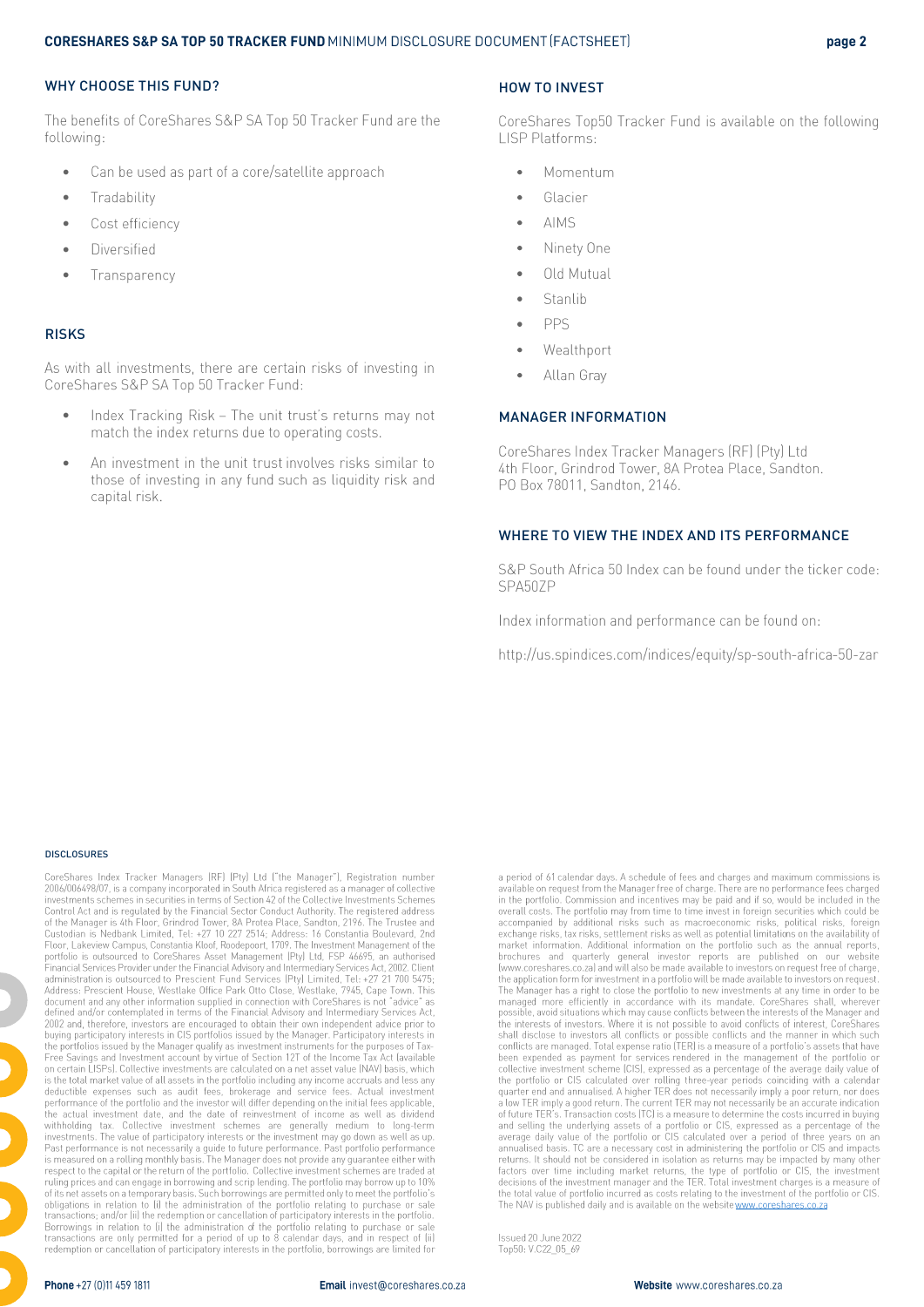## WHY CHOOSE THIS FUND?

The benefits of CoreShares S&P SA Top 50 Tracker Fund are the following:

- Can be used as part of a core/satellite approach
- Tradability
- Cost efficiency
- Diversified
- Transparency

## RISKS

As with all investments, there are certain risks of investing in CoreShares S&P SA Top 50 Tracker Fund:

- Index Tracking Risk – The unit trust's returns may not match the index returns due to operating costs.
- An investment in the unit trust involves risks similar to those of investing in any fund such as liquidity risk and capital risk.

## HOW TO INVEST

CoreShares Top50 Tracker Fund is available on the following LISP Platforms:

- Momentum
- Glacier
- AIMS
- Ninety One
- Old Mutual
- Stanlib
- PPS
- Wealthport
- Allan Gray

## MANAGER INFORMATION

CoreShares Index Tracker Managers (RF) (Pty) Ltd
4th Floor, Grindrod Tower, 8A Protea Place, Sandton.
PO Box 78011, Sandton, 2146.

## WHERE TO VIEW THE INDEX AND ITS PERFORMANCE

S&P South Africa 50 Index can be found under the ticker code: SPA50ZP

Index information and performance can be found on:

http://us.spindices.com/indices/equity/sp-south-africa-50-zar

### DISCLOSURES

CoreShares Index Tracker Managers (RF) (Pty) Ltd ("the Manager"), Registration number 2006/006498/07, is a company incorporated in South Africa registered as a manager of collective investments schemes in securities in terms of Section 42 of the Collective Investments Schemes Control Act and is regulated by the Financial Sector Conduct Authority. The registered address of the Manager is 4th Floor, Grindrod Tower, 8A Protea Place, Sandton, 2196. The Trustee and Custodian is Nedbank Limited, Tel: +27 10 227 2514; Address: 16 Constantia Boulevard, 2nd Floor, Lakeview Campus, Constantia Kloof, Roodepoort, 1709. The Investment Management of the portfolio is outsourced to CoreShares Asset Management (Pty) Ltd, FSP 46695, an authorised Financial Services Provider under the Financial Advisory and Intermediary Services Act, 2002. Client administration is outsourced to Prescient Fund Services (Pty) Limited, Tel: +27 21 700 5475; Address: Prescient House, Westlake Office Park Otto Close, Westlake, 7945, Cape Town. This document and any other information supplied in connection with CoreShares is not "advice" as defined and/or contemplated in terms of the Financial Advisory and Intermediary Services Act, 2002 and, therefore, investors are encouraged to obtain their own independent advice prior to buying participatory interests in CIS portfolios issued by the Manager. Participatory interests in the portfolios issued by the Manager qualify as investment instruments for the purposes of Tax-Free Savings and Investment account by virtue of Section 12T of the Income Tax Act (available on certain LISPs). Collective investments are calculated on a net asset value (NAV) basis, which is the total market value of all assets in the portfolio including any income accruals and less any deductible expenses such as audit fees, brokerage and service fees. Actual investment performance of the portfolio and the investor will differ depending on the initial fees applicable, the actual investment date, and the date of reinvestment of income as well as dividend withholding tax. Collective investment schemes are generally medium to long-term investments. The value of participatory interests or the investment may go down as well as up. Past performance is not necessarily a guide to future performance. Past portfolio performance is measured on a rolling monthly basis. The Manager does not provide any guarantee either with respect to the capital or the return of the portfolio. Collective investment schemes are traded at ruling prices and can engage in borrowing and scrip lending. The portfolio may borrow up to 10% of its net assets on a temporary basis. Such borrowings are permitted only to meet the portfolio's obligations in relation to (i) the administration of the portfolio relating to purchase or sale transactions; and/or (ii) the redemption or cancellation of participatory interests in the portfolio. Borrowings in relation to (i) the administration of the portfolio relating to purchase or sale transactions are only permitted for a period of up to 8 calendar days, and in respect of (ii) redemption or cancellation of participatory interests in the portfolio, borrowings are limited for a period of 61 calendar days. A schedule of fees and charges and maximum commissions is available on request from the Manager free of charge. There are no performance fees charged in the portfolio. Commission and incentives may be paid and if so, would be included in the overall costs. The portfolio may from time to time invest in foreign securities which could be accompanied by additional risks such as macroeconomic risks, political risks, foreign exchange risks, tax risks, settlement risks as well as potential limitations on the availability of market information. Additional information on the portfolio such as the annual reports, brochures and quarterly general investor reports are published on our website (www.coreshares.co.za) and will also be made available to investors on request free of charge, the application form for investment in a portfolio will be made available to investors on request. The Manager has a right to close the portfolio to new investments at any time in order to be managed more efficiently in accordance with its mandate. CoreShares shall, wherever possible, avoid situations which may cause conflicts between the interests of the Manager and the interests of investors. Where it is not possible to avoid conflicts of interest, CoreShares shall disclose to investors all conflicts or possible conflicts and the manner in which such conflicts are managed. Total expense ratio (TER) is a measure of a portfolio's assets that have been expended as payment for services rendered in the management of the portfolio or collective investment scheme (CIS), expressed as a percentage of the average daily value of the portfolio or CIS calculated over rolling three-year periods coinciding with a calendar quarter end and annualised. A higher TER does not necessarily imply a poor return, nor does a low TER imply a good return. The current TER may not necessarily be an accurate indication of future TER's. Transaction costs (TC) is a measure to determine the costs incurred in buying and selling the underlying assets of a portfolio or CIS, expressed as a percentage of the average daily value of the portfolio or CIS calculated over a period of three years on an annualised basis. TC are a necessary cost in administering the portfolio or CIS and impacts returns. It should not be considered in isolation as returns may be impacted by many other factors over time including market returns, the type of portfolio or CIS, the investment decisions of the investment manager and the TER. Total investment charges is a measure of the total value of portfolio incurred as costs relating to the investment of the portfolio or CIS. The NAV is published daily and is available on the website www.coreshares.co.za

Issued 20 June 2022
Top50: V.C22_05_69

**Phone** +27 (0)11 459 1811 **Email** invest@coreshares.co.za **Website** www.coreshares.co.za